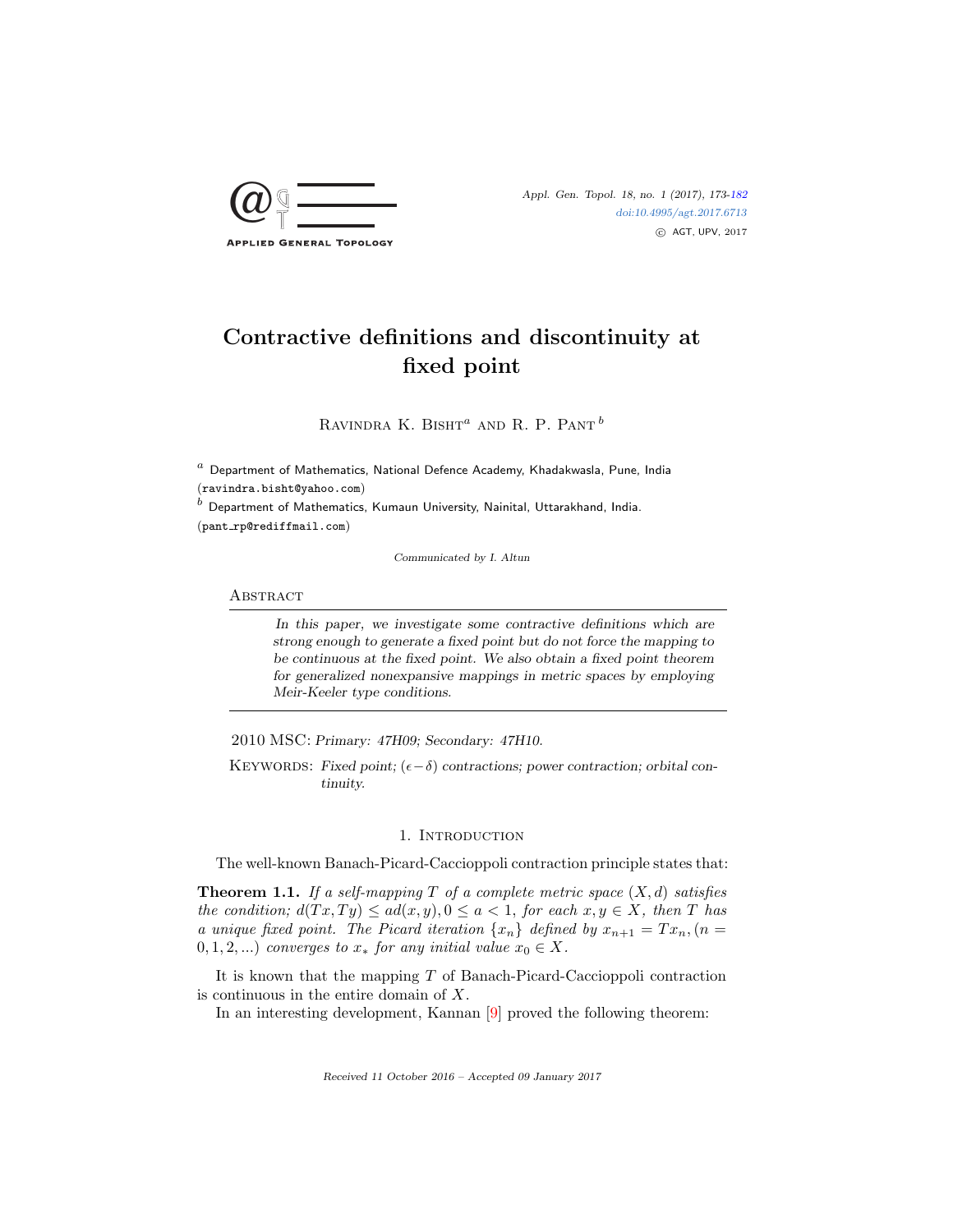# Contractive definitions and discontinuity at fixed point

Ravindra K. Bisht[a] and R. P. Pant[b]

[a] Department of Mathematics, National Defence Academy, Khadakwasla, Pune, India (ravindra.bisht@yahoo.com)

[b] Department of Mathematics, Kumaun University, Nainital, Uttarakhand, India. (pant_rp@rediffmail.com)

*Communicated by I. Altun*

## Abstract

*In this paper, we investigate some contractive definitions which are strong enough to generate a fixed point but do not force the mapping to be continuous at the fixed point. We also obtain a fixed point theorem for generalized nonexpansive mappings in metric spaces by employing Meir-Keeler type conditions.*

2010 MSC: *Primary: 47H09; Secondary: 47H10.*

Keywords: *Fixed point; $(\epsilon - \delta)$ contractions; power contraction; orbital continuity.*

## 1. Introduction

The well-known Banach-Picard-Caccioppoli contraction principle states that:

**Theorem 1.1.** *If a self-mapping $T$ of a complete metric space $(X, d)$ satisfies the condition; $d(Tx, Ty) \leq ad(x, y), 0 \leq a < 1$, for each $x, y \in X$, then $T$ has a unique fixed point. The Picard iteration $\{x_n\}$ defined by $x_{n+1} = Tx_n, (n = 0, 1, 2, ...)$ converges to $x_*$ for any initial value $x_0 \in X$.*

It is known that the mapping $T$ of Banach-Picard-Caccioppoli contraction is continuous in the entire domain of $X$.

In an interesting development, Kannan [9] proved the following theorem:

Received 11 October 2016 – Accepted 09 January 2017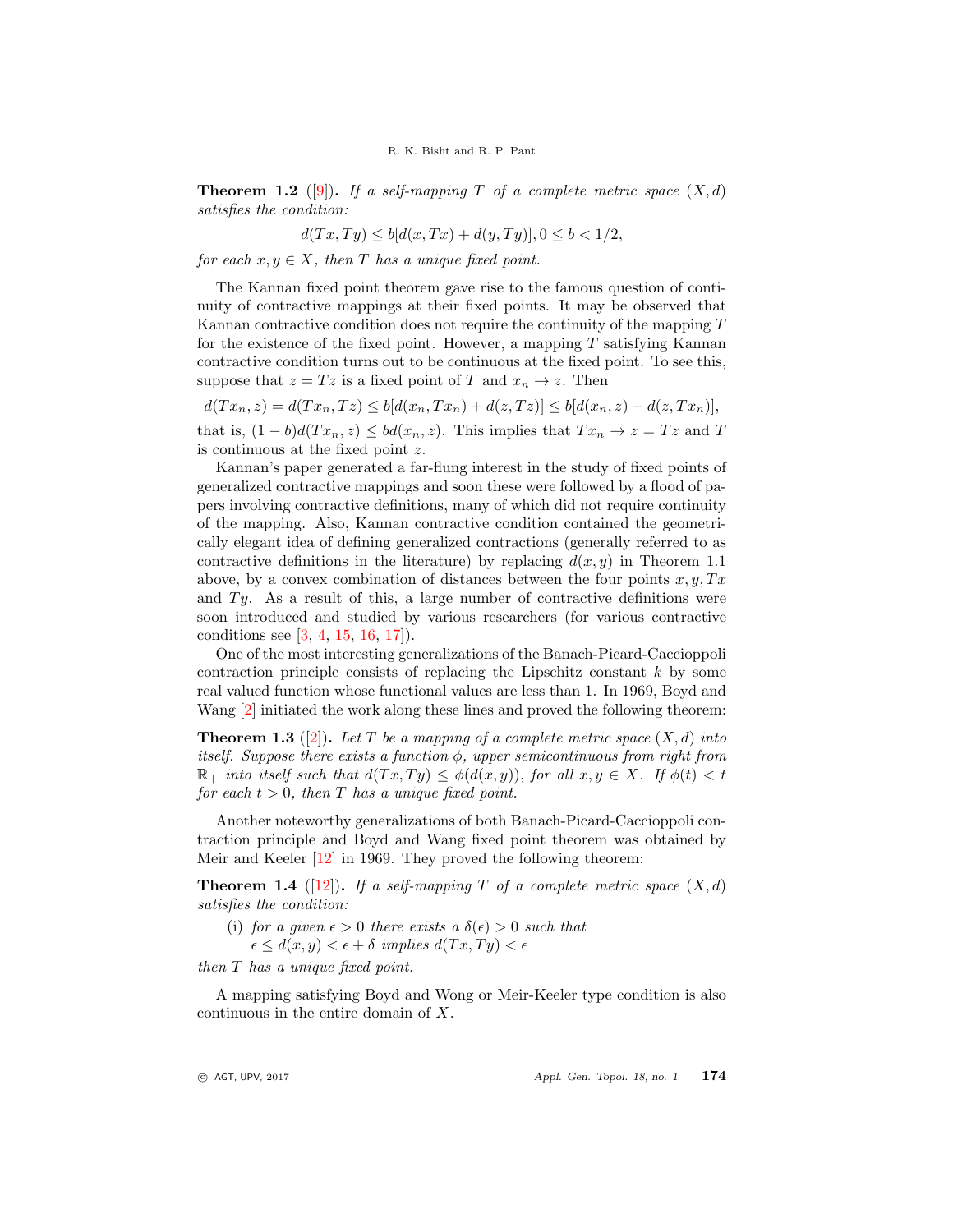**Theorem 1.2** ([9]). *If a self-mapping $T$ of a complete metric space $(X, d)$ satisfies the condition:*

$$d(Tx, Ty) \le b[d(x, Tx) + d(y, Ty)], 0 \le b < 1/2,$$

*for each $x, y \in X$, then $T$ has a unique fixed point.*

The Kannan fixed point theorem gave rise to the famous question of continuity of contractive mappings at their fixed points. It may be observed that Kannan contractive condition does not require the continuity of the mapping $T$ for the existence of the fixed point. However, a mapping $T$ satisfying Kannan contractive condition turns out to be continuous at the fixed point. To see this, suppose that $z = Tz$ is a fixed point of $T$ and $x_n \to z$. Then

$$d(Tx_n, z) = d(Tx_n, Tz) \le b[d(x_n, Tx_n) + d(z, Tz)] \le b[d(x_n, z) + d(z, Tx_n)],$$

that is, $(1 - b)d(Tx_n, z) \le bd(x_n, z)$. This implies that $Tx_n \to z = Tz$ and $T$ is continuous at the fixed point $z$.

Kannan's paper generated a far-flung interest in the study of fixed points of generalized contractive mappings and soon these were followed by a flood of papers involving contractive definitions, many of which did not require continuity of the mapping. Also, Kannan contractive condition contained the geometrically elegant idea of defining generalized contractions (generally referred to as contractive definitions in the literature) by replacing $d(x, y)$ in Theorem 1.1 above, by a convex combination of distances between the four points $x, y, Tx$ and $Ty$. As a result of this, a large number of contractive definitions were soon introduced and studied by various researchers (for various contractive conditions see [3, 4, 15, 16, 17]).

One of the most interesting generalizations of the Banach-Picard-Caccioppoli contraction principle consists of replacing the Lipschitz constant $k$ by some real valued function whose functional values are less than 1. In 1969, Boyd and Wang [2] initiated the work along these lines and proved the following theorem:

**Theorem 1.3** ([2]). *Let $T$ be a mapping of a complete metric space $(X, d)$ into itself. Suppose there exists a function $\phi$, upper semicontinuous from right from $\mathbb{R}_+$ into itself such that $d(Tx, Ty) \le \phi(d(x, y))$, for all $x, y \in X$. If $\phi(t) < t$ for each $t > 0$, then $T$ has a unique fixed point.*

Another noteworthy generalizations of both Banach-Picard-Caccioppoli contraction principle and Boyd and Wang fixed point theorem was obtained by Meir and Keeler [12] in 1969. They proved the following theorem:

**Theorem 1.4** ([12]). *If a self-mapping $T$ of a complete metric space $(X, d)$ satisfies the condition:*

(i) *for a given $\epsilon > 0$ there exists a $\delta(\epsilon) > 0$ such that*
$\epsilon \le d(x, y) < \epsilon + \delta$ *implies* $d(Tx, Ty) < \epsilon$

*then $T$ has a unique fixed point.*

A mapping satisfying Boyd and Wong or Meir-Keeler type condition is also continuous in the entire domain of $X$.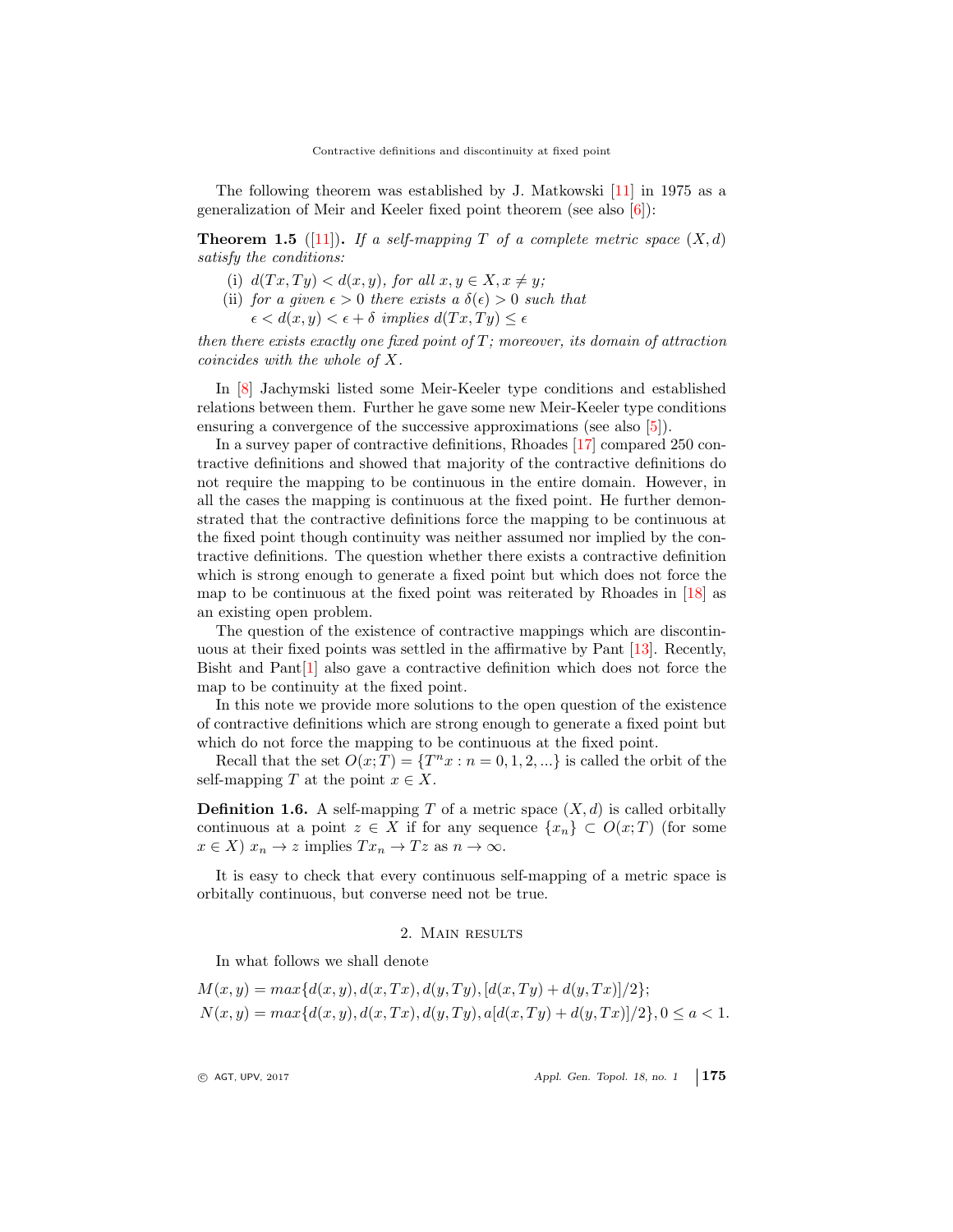The following theorem was established by J. Matkowski [11] in 1975 as a generalization of Meir and Keeler fixed point theorem (see also [6]):

**Theorem 1.5** ([11]). *If a self-mapping $T$ of a complete metric space $(X, d)$ satisfy the conditions:*

- (i) *$d(Tx, Ty) < d(x, y)$, for all $x, y \in X, x \neq y$;*
- (ii) *for a given $\epsilon > 0$ there exists a $\delta(\epsilon) > 0$ such that $\epsilon < d(x, y) < \epsilon + \delta$ implies $d(Tx, Ty) \leq \epsilon$*

*then there exists exactly one fixed point of $T$; moreover, its domain of attraction coincides with the whole of $X$.*

In [8] Jachymski listed some Meir-Keeler type conditions and established relations between them. Further he gave some new Meir-Keeler type conditions ensuring a convergence of the successive approximations (see also [5]).

In a survey paper of contractive definitions, Rhoades [17] compared 250 contractive definitions and showed that majority of the contractive definitions do not require the mapping to be continuous in the entire domain. However, in all the cases the mapping is continuous at the fixed point. He further demonstrated that the contractive definitions force the mapping to be continuous at the fixed point though continuity was neither assumed nor implied by the contractive definitions. The question whether there exists a contractive definition which is strong enough to generate a fixed point but which does not force the map to be continuous at the fixed point was reiterated by Rhoades in [18] as an existing open problem.

The question of the existence of contractive mappings which are discontinuous at their fixed points was settled in the affirmative by Pant [13]. Recently, Bisht and Pant[1] also gave a contractive definition which does not force the map to be continuity at the fixed point.

In this note we provide more solutions to the open question of the existence of contractive definitions which are strong enough to generate a fixed point but which do not force the mapping to be continuous at the fixed point.

Recall that the set $O(x; T) = \{T^n x : n = 0, 1, 2, ...\}$ is called the orbit of the self-mapping $T$ at the point $x \in X$.

**Definition 1.6.** A self-mapping $T$ of a metric space $(X, d)$ is called orbitally continuous at a point $z \in X$ if for any sequence $\{x_n\} \subset O(x; T)$ (for some $x \in X$) $x_n \to z$ implies $Tx_n \to Tz$ as $n \to \infty$.

It is easy to check that every continuous self-mapping of a metric space is orbitally continuous, but converse need not be true.

## 2. Main results

In what follows we shall denote

$$M(x, y) = max\{d(x, y), d(x, Tx), d(y, Ty), [d(x, Ty) + d(y, Tx)]/2\};$$

$$N(x, y) = max\{d(x, y), d(x, Tx), d(y, Ty), a[d(x, Ty) + d(y, Tx)]/2\}, 0 \leq a < 1.$$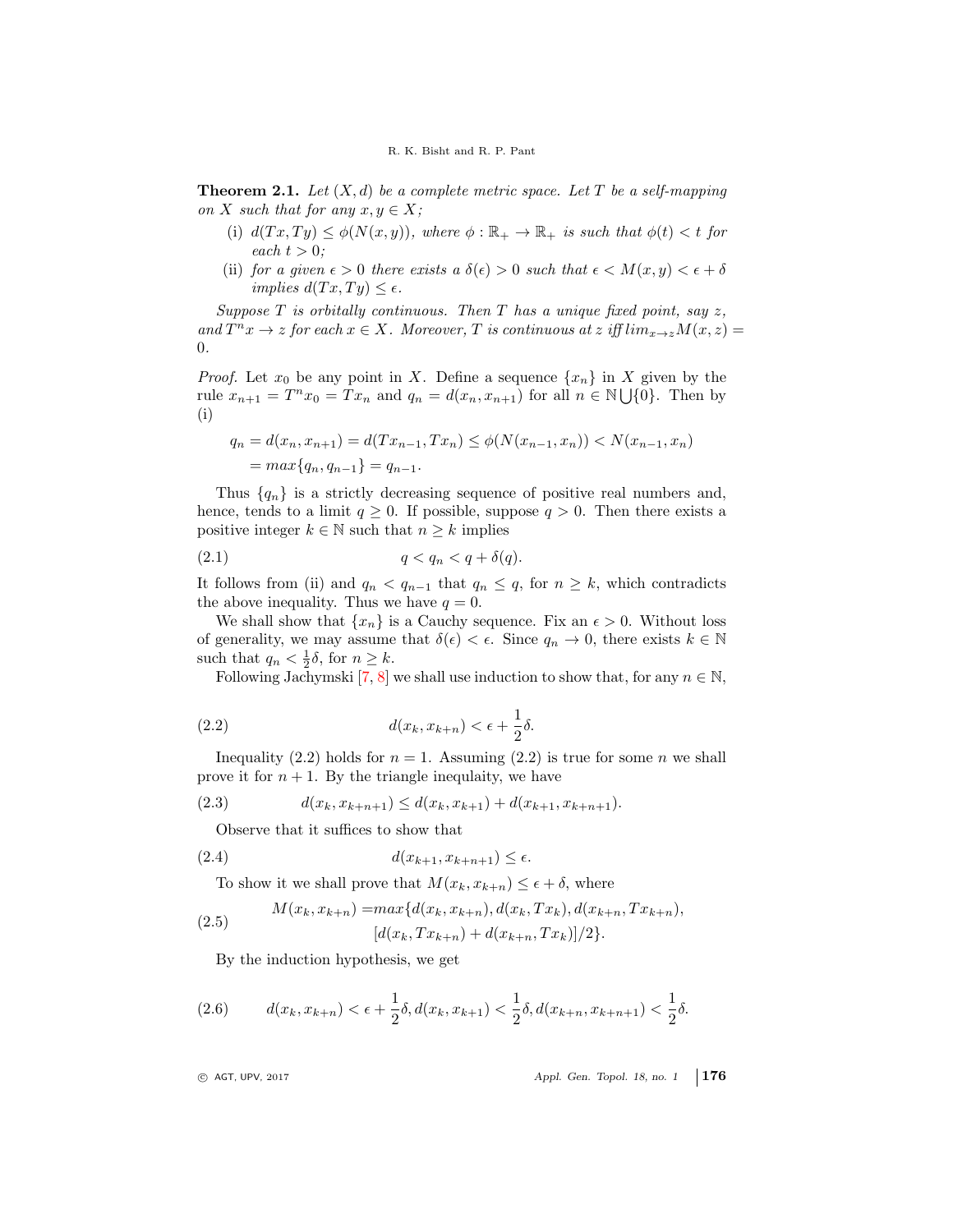**Theorem 2.1.** *Let $(X, d)$ be a complete metric space. Let $T$ be a self-mapping on $X$ such that for any $x, y \in X$;*

- (i) *$d(Tx, Ty) \leq \phi(N(x, y))$, where $\phi : \mathbb{R}_+ \to \mathbb{R}_+$ is such that $\phi(t) < t$ for each $t > 0$;*
- (ii) *for a given $\epsilon > 0$ there exists a $\delta(\epsilon) > 0$ such that $\epsilon < M(x, y) < \epsilon + \delta$ implies $d(Tx, Ty) \leq \epsilon$.*

*Suppose $T$ is orbitally continuous. Then $T$ has a unique fixed point, say $z$, and $T^n x \to z$ for each $x \in X$. Moreover, $T$ is continuous at $z$ iff $lim_{x \to z} M(x, z) = 0$.*

*Proof.* Let $x_0$ be any point in $X$. Define a sequence $\{x_n\}$ in $X$ given by the rule $x_{n+1} = T^n x_0 = Tx_n$ and $q_n = d(x_n, x_{n+1})$ for all $n \in \mathbb{N} \bigcup \{0\}$. Then by (i)

$$
\begin{aligned}
q_n = d(x_n, x_{n+1}) = d(Tx_{n-1}, Tx_n) &\leq \phi(N(x_{n-1}, x_n)) < N(x_{n-1}, x_n) \\
&= max\{q_n, q_{n-1}\} = q_{n-1}.
\end{aligned}
$$

Thus $\{q_n\}$ is a strictly decreasing sequence of positive real numbers and, hence, tends to a limit $q \geq 0$. If possible, suppose $q > 0$. Then there exists a positive integer $k \in \mathbb{N}$ such that $n \geq k$ implies

$$
q < q_n < q + \delta(q). \tag{2.1}
$$

It follows from (ii) and $q_n < q_{n-1}$ that $q_n \leq q$, for $n \geq k$, which contradicts the above inequality. Thus we have $q = 0$.

We shall show that $\{x_n\}$ is a Cauchy sequence. Fix an $\epsilon > 0$. Without loss of generality, we may assume that $\delta(\epsilon) < \epsilon$. Since $q_n \to 0$, there exists $k \in \mathbb{N}$ such that $q_n < \frac{1}{2}\delta$, for $n \geq k$.

Following Jachymski [7, 8] we shall use induction to show that, for any $n \in \mathbb{N}$,

$$
d(x_k, x_{k+n}) < \epsilon + \frac{1}{2}\delta. \tag{2.2}
$$

Inequality (2.2) holds for $n = 1$. Assuming (2.2) is true for some $n$ we shall prove it for $n + 1$. By the triangle inequlaity, we have

$$
d(x_k, x_{k+n+1}) \leq d(x_k, x_{k+1}) + d(x_{k+1}, x_{k+n+1}). \tag{2.3}
$$

Observe that it suffices to show that

$$
d(x_{k+1}, x_{k+n+1}) \leq \epsilon. \tag{2.4}
$$

To show it we shall prove that $M(x_k, x_{k+n}) \leq \epsilon + \delta$, where

$$
\begin{aligned}
M(x_k, x_{k+n}) = &max\{d(x_k, x_{k+n}), d(x_k, Tx_k), d(x_{k+n}, Tx_{k+n}), \\
&[d(x_k, Tx_{k+n}) + d(x_{k+n}, Tx_k)]/2\}.
\end{aligned} \tag{2.5}
$$

By the induction hypothesis, we get

$$
d(x_k, x_{k+n}) < \epsilon + \frac{1}{2}\delta, d(x_k, x_{k+1}) < \frac{1}{2}\delta, d(x_{k+n}, x_{k+n+1}) < \frac{1}{2}\delta. \tag{2.6}
$$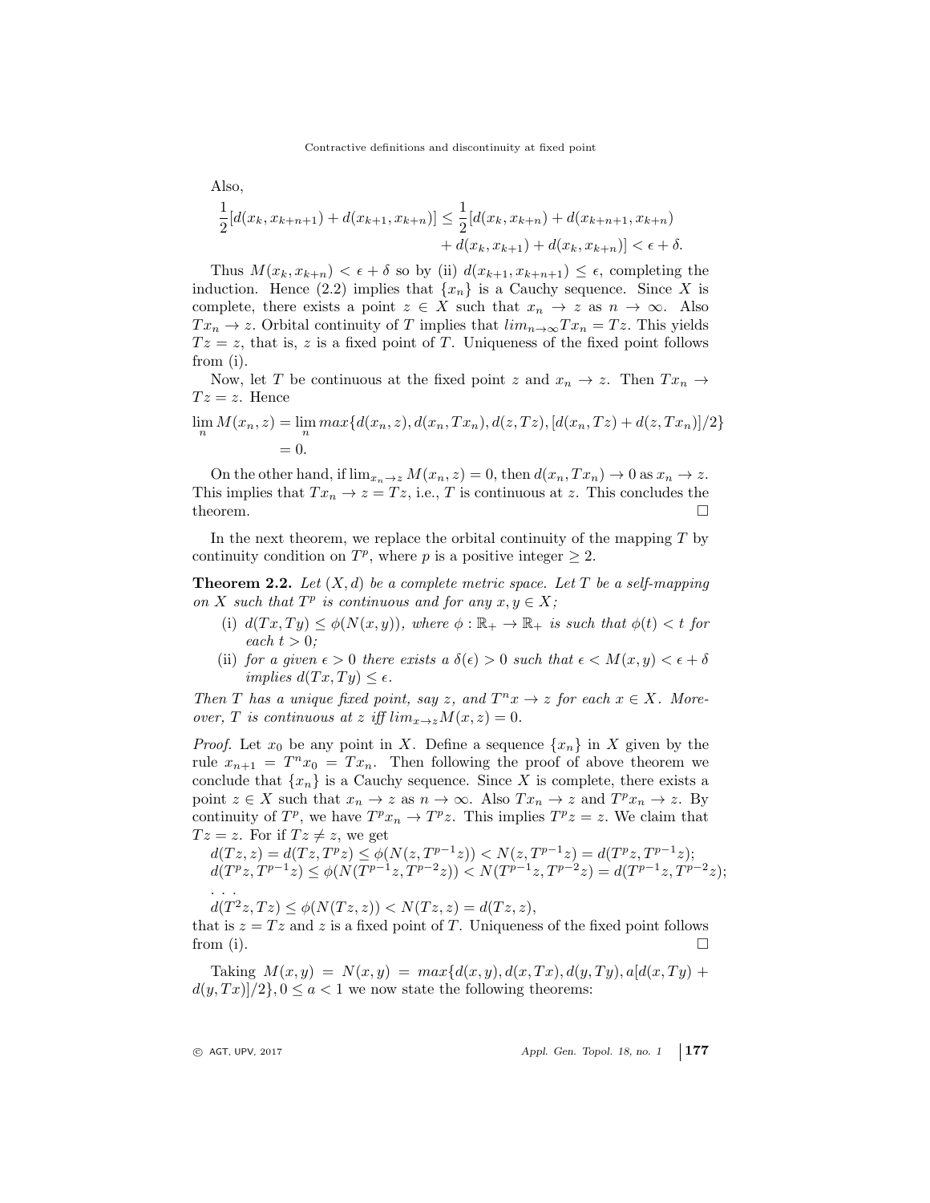Also,

$$\frac{1}{2}[d(x_k, x_{k+n+1}) + d(x_{k+1}, x_{k+n})] \leq \frac{1}{2}[d(x_k, x_{k+n}) + d(x_{k+n+1}, x_{k+n}) + d(x_k, x_{k+1}) + d(x_k, x_{k+n})] < \epsilon + \delta.$$

Thus $M(x_k, x_{k+n}) < \epsilon + \delta$ so by (ii) $d(x_{k+1}, x_{k+n+1}) \leq \epsilon$, completing the induction. Hence (2.2) implies that $\{x_n\}$ is a Cauchy sequence. Since $X$ is complete, there exists a point $z \in X$ such that $x_n \to z$ as $n \to \infty$. Also $Tx_n \to z$. Orbital continuity of $T$ implies that $lim_{n\to\infty} Tx_n = Tz$. This yields $Tz = z$, that is, $z$ is a fixed point of $T$. Uniqueness of the fixed point follows from (i).

Now, let $T$ be continuous at the fixed point $z$ and $x_n \to z$. Then $Tx_n \to Tz = z$. Hence

$$\lim_n M(x_n, z) = \lim_n max\{d(x_n, z), d(x_n, Tx_n), d(z, Tz), [d(x_n, Tz) + d(z, Tx_n)]/2\} = 0.$$

On the other hand, if $\lim_{x_n \to z} M(x_n, z) = 0$, then $d(x_n, Tx_n) \to 0$ as $x_n \to z$. This implies that $Tx_n \to z = Tz$, i.e., $T$ is continuous at $z$. This concludes the theorem. $\square$

In the next theorem, we replace the orbital continuity of the mapping $T$ by continuity condition on $T^p$, where $p$ is a positive integer $\geq 2$.

**Theorem 2.2.** *Let $(X, d)$ be a complete metric space. Let $T$ be a self-mapping on $X$ such that $T^p$ is continuous and for any $x, y \in X$;*

- (i) *$d(Tx, Ty) \leq \phi(N(x, y))$, where $\phi : \mathbb{R}_+ \to \mathbb{R}_+$ is such that $\phi(t) < t$ for each $t > 0$;*
- (ii) *for a given $\epsilon > 0$ there exists a $\delta(\epsilon) > 0$ such that $\epsilon < M(x, y) < \epsilon + \delta$ implies $d(Tx, Ty) \leq \epsilon$.*

*Then $T$ has a unique fixed point, say $z$, and $T^n x \to z$ for each $x \in X$. Moreover, $T$ is continuous at $z$ iff $lim_{x\to z} M(x, z) = 0$.*

*Proof.* Let $x_0$ be any point in $X$. Define a sequence $\{x_n\}$ in $X$ given by the rule $x_{n+1} = T^n x_0 = Tx_n$. Then following the proof of above theorem we conclude that $\{x_n\}$ is a Cauchy sequence. Since $X$ is complete, there exists a point $z \in X$ such that $x_n \to z$ as $n \to \infty$. Also $Tx_n \to z$ and $T^p x_n \to z$. By continuity of $T^p$, we have $T^p x_n \to T^p z$. This implies $T^p z = z$. We claim that $Tz = z$. For if $Tz \neq z$, we get

$d(Tz, z) = d(Tz, T^p z) \leq \phi(N(z, T^{p-1}z)) < N(z, T^{p-1}z) = d(T^p z, T^{p-1}z)$;
$d(T^p z, T^{p-1}z) \leq \phi(N(T^{p-1}z, T^{p-2}z)) < N(T^{p-1}z, T^{p-2}z) = d(T^{p-1}z, T^{p-2}z)$;
. . .
$d(T^2 z, Tz) \leq \phi(N(Tz, z)) < N(Tz, z) = d(Tz, z)$,

that is $z = Tz$ and $z$ is a fixed point of $T$. Uniqueness of the fixed point follows from (i). $\square$

Taking $M(x, y) = N(x, y) = max\{d(x, y), d(x, Tx), d(y, Ty), a[d(x, Ty) + d(y, Tx)]/2\}, 0 \leq a < 1$ we now state the following theorems: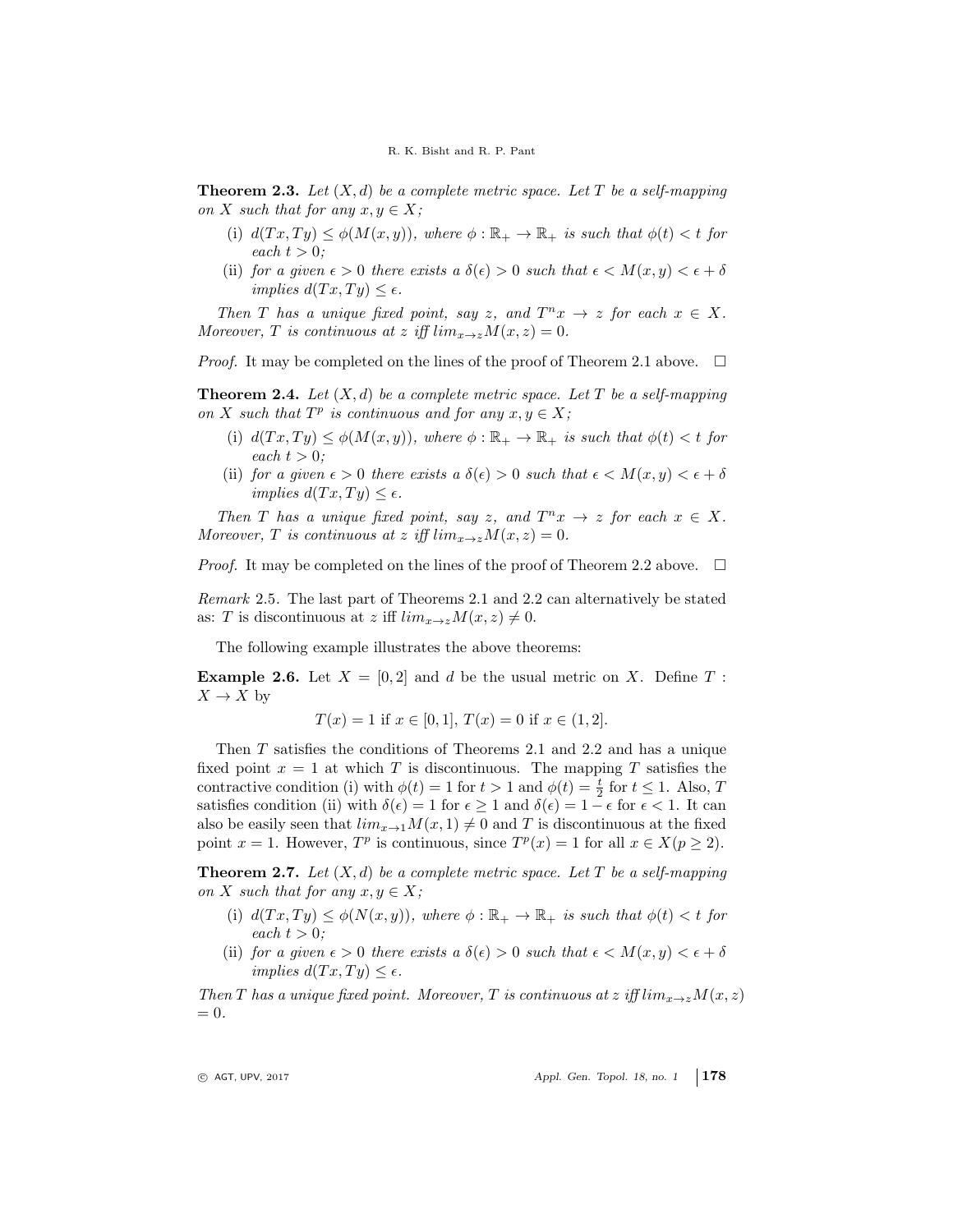**Theorem 2.3.** *Let $(X, d)$ be a complete metric space. Let $T$ be a self-mapping on $X$ such that for any $x, y \in X$;*

- (i) *$d(Tx, Ty) \leq \phi(M(x, y))$, where $\phi : \mathbb{R}_+ \to \mathbb{R}_+$ is such that $\phi(t) < t$ for each $t > 0$;*
- (ii) *for a given $\epsilon > 0$ there exists a $\delta(\epsilon) > 0$ such that $\epsilon < M(x, y) < \epsilon + \delta$ implies $d(Tx, Ty) \leq \epsilon$.*

*Then $T$ has a unique fixed point, say $z$, and $T^n x \to z$ for each $x \in X$. Moreover, $T$ is continuous at $z$ iff $lim_{x \to z} M(x, z) = 0$.*

*Proof.* It may be completed on the lines of the proof of Theorem 2.1 above. □

**Theorem 2.4.** *Let $(X, d)$ be a complete metric space. Let $T$ be a self-mapping on $X$ such that $T^p$ is continuous and for any $x, y \in X$;*

- (i) *$d(Tx, Ty) \leq \phi(M(x, y))$, where $\phi : \mathbb{R}_+ \to \mathbb{R}_+$ is such that $\phi(t) < t$ for each $t > 0$;*
- (ii) *for a given $\epsilon > 0$ there exists a $\delta(\epsilon) > 0$ such that $\epsilon < M(x, y) < \epsilon + \delta$ implies $d(Tx, Ty) \leq \epsilon$.*

*Then $T$ has a unique fixed point, say $z$, and $T^n x \to z$ for each $x \in X$. Moreover, $T$ is continuous at $z$ iff $lim_{x \to z} M(x, z) = 0$.*

*Proof.* It may be completed on the lines of the proof of Theorem 2.2 above. □

*Remark* 2.5. The last part of Theorems 2.1 and 2.2 can alternatively be stated as: $T$ is discontinuous at $z$ iff $lim_{x \to z} M(x, z) \neq 0$.

The following example illustrates the above theorems:

**Example 2.6.** Let $X = [0, 2]$ and $d$ be the usual metric on $X$. Define $T : X \to X$ by

$$T(x) = 1 \text{ if } x \in [0, 1],\ T(x) = 0 \text{ if } x \in (1, 2].$$

Then $T$ satisfies the conditions of Theorems 2.1 and 2.2 and has a unique fixed point $x = 1$ at which $T$ is discontinuous. The mapping $T$ satisfies the contractive condition (i) with $\phi(t) = 1$ for $t > 1$ and $\phi(t) = \frac{t}{2}$ for $t \leq 1$. Also, $T$ satisfies condition (ii) with $\delta(\epsilon) = 1$ for $\epsilon \geq 1$ and $\delta(\epsilon) = 1 - \epsilon$ for $\epsilon < 1$. It can also be easily seen that $lim_{x \to 1} M(x, 1) \neq 0$ and $T$ is discontinuous at the fixed point $x = 1$. However, $T^p$ is continuous, since $T^p(x) = 1$ for all $x \in X (p \geq 2)$.

**Theorem 2.7.** *Let $(X, d)$ be a complete metric space. Let $T$ be a self-mapping on $X$ such that for any $x, y \in X$;*

- (i) *$d(Tx, Ty) \leq \phi(N(x, y))$, where $\phi : \mathbb{R}_+ \to \mathbb{R}_+$ is such that $\phi(t) < t$ for each $t > 0$;*
- (ii) *for a given $\epsilon > 0$ there exists a $\delta(\epsilon) > 0$ such that $\epsilon < M(x, y) < \epsilon + \delta$ implies $d(Tx, Ty) \leq \epsilon$.*

*Then $T$ has a unique fixed point. Moreover, $T$ is continuous at $z$ iff $lim_{x \to z} M(x, z) = 0$.*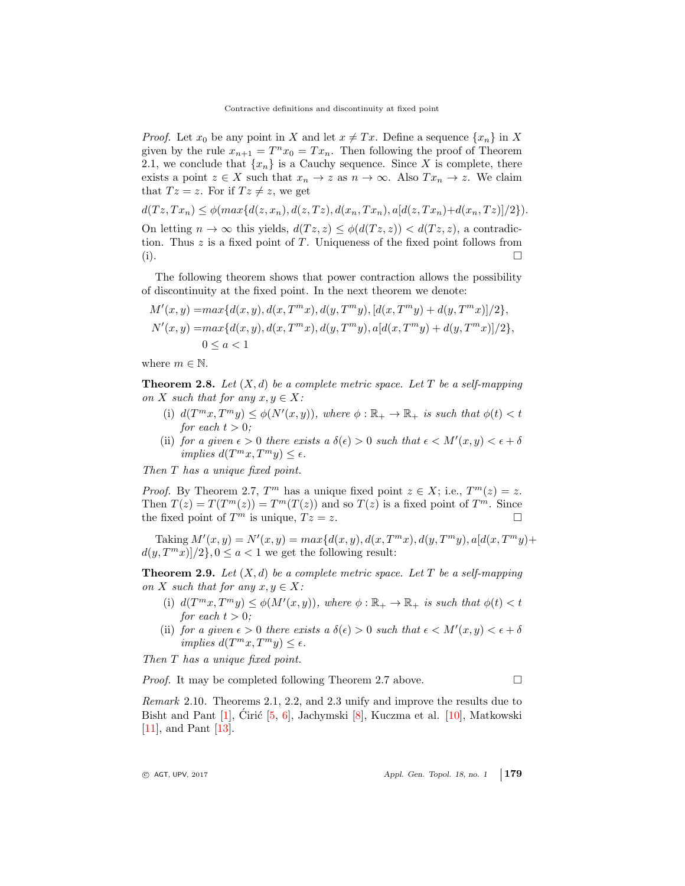*Proof.* Let $x_0$ be any point in $X$ and let $x \neq Tx$. Define a sequence $\{x_n\}$ in $X$ given by the rule $x_{n+1} = T^n x_0 = Tx_n$. Then following the proof of Theorem 2.1, we conclude that $\{x_n\}$ is a Cauchy sequence. Since $X$ is complete, there exists a point $z \in X$ such that $x_n \to z$ as $n \to \infty$. Also $Tx_n \to z$. We claim that $Tz = z$. For if $Tz \neq z$, we get

$$d(Tz, Tx_n) \leq \phi(max\{d(z, x_n), d(z, Tz), d(x_n, Tx_n), a[d(z, Tx_n)+d(x_n, Tz)]/2\}).$$

On letting $n \to \infty$ this yields, $d(Tz, z) \leq \phi(d(Tz, z)) < d(Tz, z)$, a contradiction. Thus $z$ is a fixed point of $T$. Uniqueness of the fixed point follows from (i). $\square$

The following theorem shows that power contraction allows the possibility of discontinuity at the fixed point. In the next theorem we denote:

$$M'(x, y) = max\{d(x, y), d(x, T^m x), d(y, T^m y), [d(x, T^m y) + d(y, T^m x)]/2\},$$

$$N'(x, y) = max\{d(x, y), d(x, T^m x), d(y, T^m y), a[d(x, T^m y) + d(y, T^m x)]/2\},$$

$$0 \leq a < 1$$

where $m \in \mathbb{N}$.

**Theorem 2.8.** *Let $(X, d)$ be a complete metric space. Let $T$ be a self-mapping on $X$ such that for any $x, y \in X$:*

(i) *$d(T^m x, T^m y) \leq \phi(N'(x, y))$, where $\phi : \mathbb{R}_+ \to \mathbb{R}_+$ is such that $\phi(t) < t$ for each $t > 0$;*

(ii) *for a given $\epsilon > 0$ there exists a $\delta(\epsilon) > 0$ such that $\epsilon < M'(x, y) < \epsilon + \delta$ implies $d(T^m x, T^m y) \leq \epsilon$.*

*Then $T$ has a unique fixed point.*

*Proof.* By Theorem 2.7, $T^m$ has a unique fixed point $z \in X$; i.e., $T^m(z) = z$. Then $T(z) = T(T^m(z)) = T^m(T(z))$ and so $T(z)$ is a fixed point of $T^m$. Since the fixed point of $T^m$ is unique, $Tz = z$. $\square$

Taking $M'(x, y) = N'(x, y) = max\{d(x, y), d(x, T^m x), d(y, T^m y), a[d(x, T^m y) + d(y, T^m x)]/2\}, 0 \leq a < 1$ we get the following result:

**Theorem 2.9.** *Let $(X, d)$ be a complete metric space. Let $T$ be a self-mapping on $X$ such that for any $x, y \in X$:*

(i) *$d(T^m x, T^m y) \leq \phi(M'(x, y))$, where $\phi : \mathbb{R}_+ \to \mathbb{R}_+$ is such that $\phi(t) < t$ for each $t > 0$;*

(ii) *for a given $\epsilon > 0$ there exists a $\delta(\epsilon) > 0$ such that $\epsilon < M'(x, y) < \epsilon + \delta$ implies $d(T^m x, T^m y) \leq \epsilon$.*

*Then $T$ has a unique fixed point.*

*Proof.* It may be completed following Theorem 2.7 above. $\square$

*Remark* 2.10. Theorems 2.1, 2.2, and 2.3 unify and improve the results due to Bisht and Pant [1], Ćirić [5, 6], Jachymski [8], Kuczma et al. [10], Matkowski [11], and Pant [13].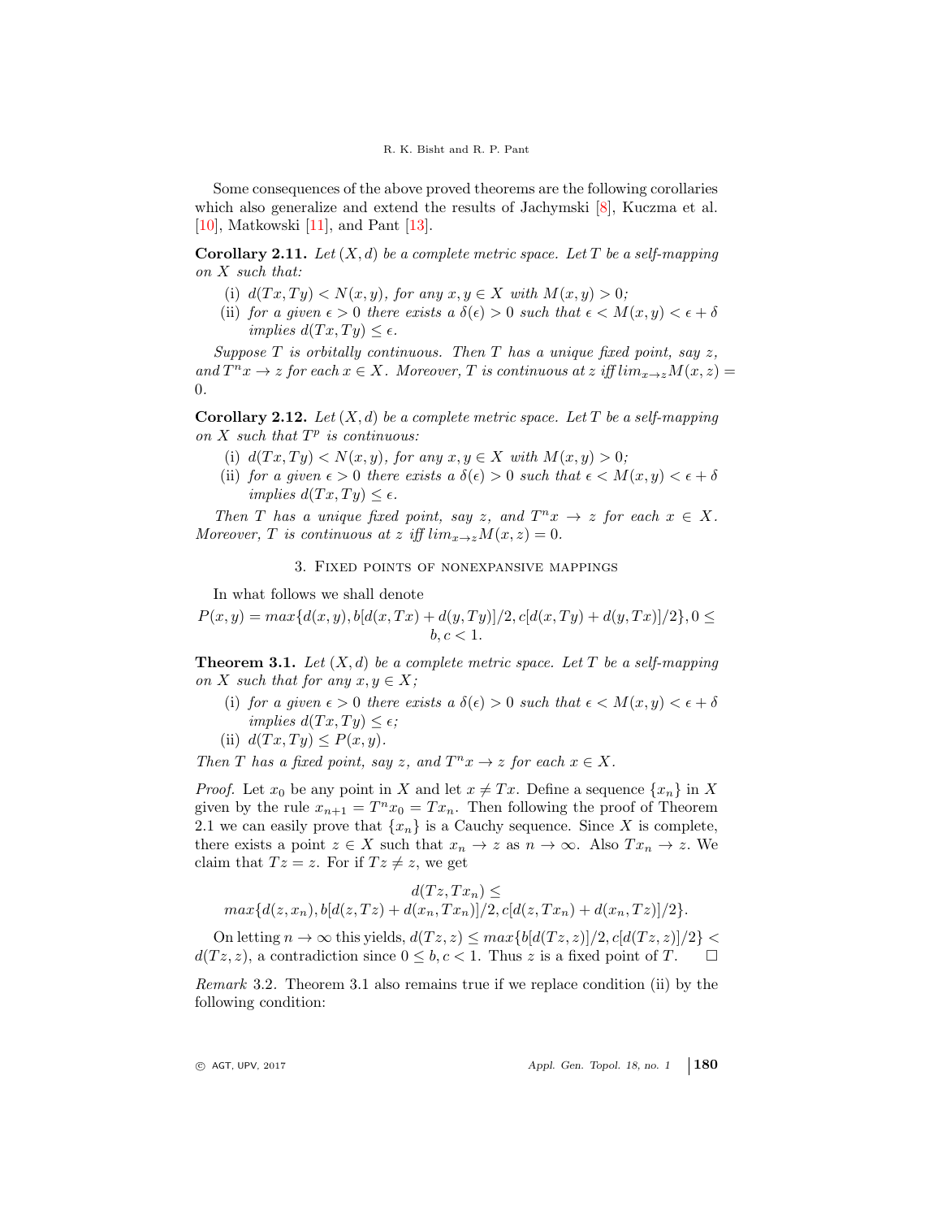Some consequences of the above proved theorems are the following corollaries which also generalize and extend the results of Jachymski [8], Kuczma et al. [10], Matkowski [11], and Pant [13].

**Corollary 2.11.** *Let $(X, d)$ be a complete metric space. Let $T$ be a self-mapping on $X$ such that:*

(i) *$d(Tx, Ty) < N(x, y)$, for any $x, y \in X$ with $M(x, y) > 0$;*

(ii) *for a given $\epsilon > 0$ there exists a $\delta(\epsilon) > 0$ such that $\epsilon < M(x, y) < \epsilon + \delta$ implies $d(Tx, Ty) \leq \epsilon$.*

*Suppose $T$ is orbitally continuous. Then $T$ has a unique fixed point, say $z$, and $T^n x \to z$ for each $x \in X$. Moreover, $T$ is continuous at $z$ iff $lim_{x \to z} M(x, z) = 0$.*

**Corollary 2.12.** *Let $(X, d)$ be a complete metric space. Let $T$ be a self-mapping on $X$ such that $T^p$ is continuous:*

(i) *$d(Tx, Ty) < N(x, y)$, for any $x, y \in X$ with $M(x, y) > 0$;*

(ii) *for a given $\epsilon > 0$ there exists a $\delta(\epsilon) > 0$ such that $\epsilon < M(x, y) < \epsilon + \delta$ implies $d(Tx, Ty) \leq \epsilon$.*

*Then $T$ has a unique fixed point, say $z$, and $T^n x \to z$ for each $x \in X$. Moreover, $T$ is continuous at $z$ iff $lim_{x \to z} M(x, z) = 0$.*

## 3. Fixed points of nonexpansive mappings

In what follows we shall denote

$$P(x, y) = max\{d(x, y), b[d(x, Tx) + d(y, Ty)]/2, c[d(x, Ty) + d(y, Tx)]/2\}, 0 \leq b, c < 1.$$

**Theorem 3.1.** *Let $(X, d)$ be a complete metric space. Let $T$ be a self-mapping on $X$ such that for any $x, y \in X$;*

(i) *for a given $\epsilon > 0$ there exists a $\delta(\epsilon) > 0$ such that $\epsilon < M(x, y) < \epsilon + \delta$ implies $d(Tx, Ty) \leq \epsilon$;*

(ii) *$d(Tx, Ty) \leq P(x, y)$.*

*Then $T$ has a fixed point, say $z$, and $T^n x \to z$ for each $x \in X$.*

*Proof.* Let $x_0$ be any point in $X$ and let $x \neq Tx$. Define a sequence $\{x_n\}$ in $X$ given by the rule $x_{n+1} = T^n x_0 = Tx_n$. Then following the proof of Theorem 2.1 we can easily prove that $\{x_n\}$ is a Cauchy sequence. Since $X$ is complete, there exists a point $z \in X$ such that $x_n \to z$ as $n \to \infty$. Also $Tx_n \to z$. We claim that $Tz = z$. For if $Tz \neq z$, we get

$$d(Tz, Tx_n) \leq \\ max\{d(z, x_n), b[d(z, Tz) + d(x_n, Tx_n)]/2, c[d(z, Tx_n) + d(x_n, Tz)]/2\}.$$

On letting $n \to \infty$ this yields, $d(Tz, z) \leq max\{b[d(Tz, z)]/2, c[d(Tz, z)]/2\} < d(Tz, z)$, a contradiction since $0 \leq b, c < 1$. Thus $z$ is a fixed point of $T$. □

*Remark* 3.2. Theorem 3.1 also remains true if we replace condition (ii) by the following condition: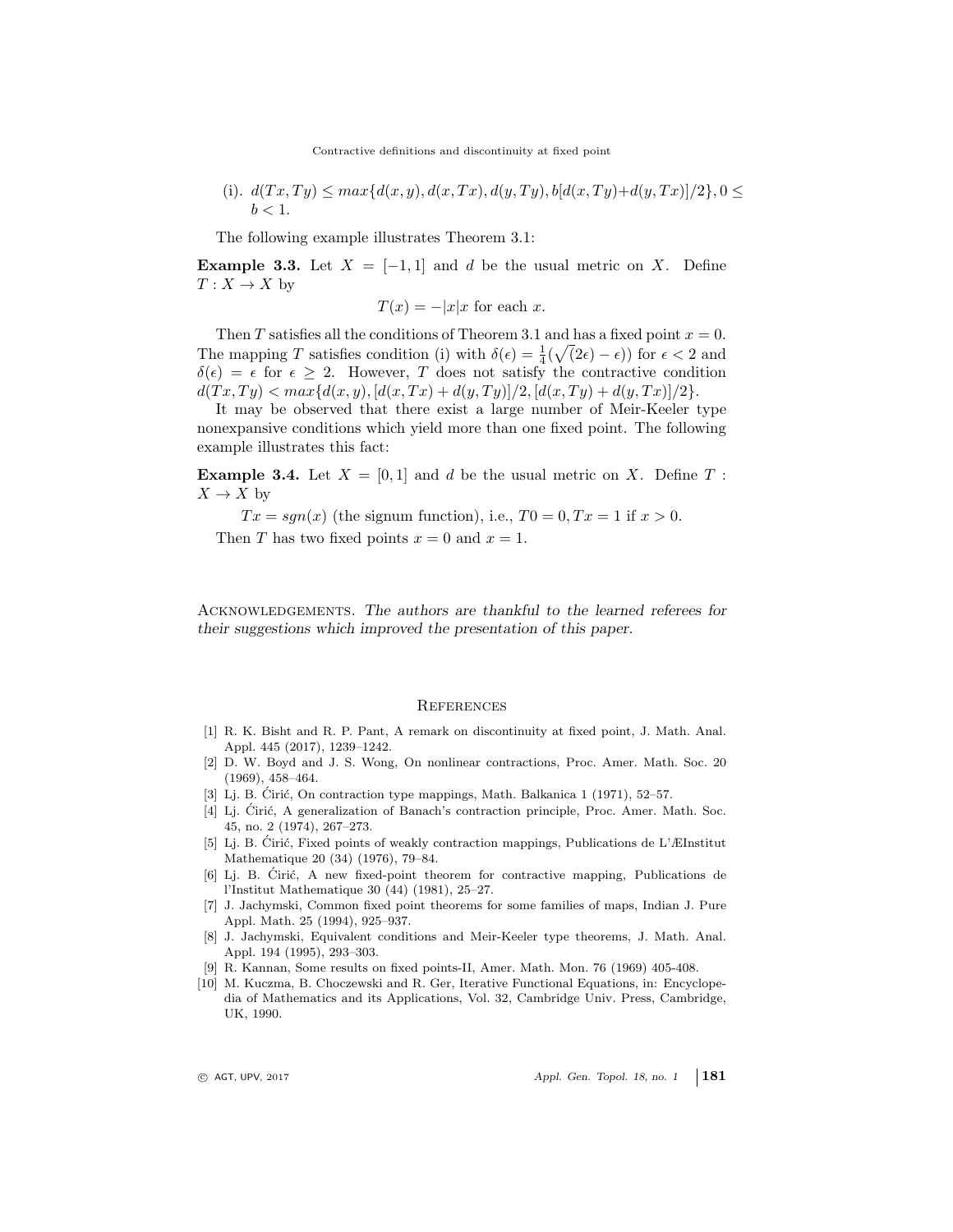(i). $d(Tx, Ty) \leq max\{d(x, y), d(x, Tx), d(y, Ty), b[d(x, Ty) + d(y, Tx)]/2\}, 0 \leq b < 1$.

The following example illustrates Theorem 3.1:

**Example 3.3.** Let $X = [-1, 1]$ and $d$ be the usual metric on $X$. Define $T : X \to X$ by

$$T(x) = -|x|x \text{ for each } x.$$

Then $T$ satisfies all the conditions of Theorem 3.1 and has a fixed point $x = 0$. The mapping $T$ satisfies condition (i) with $\delta(\epsilon) = \frac{1}{4}(\sqrt{(}2\epsilon) - \epsilon))$ for $\epsilon < 2$ and $\delta(\epsilon) = \epsilon$ for $\epsilon \geq 2$. However, $T$ does not satisfy the contractive condition $d(Tx, Ty) < max\{d(x, y), [d(x, Tx) + d(y, Ty)]/2, [d(x, Ty) + d(y, Tx)]/2\}$.

It may be observed that there exist a large number of Meir-Keeler type nonexpansive conditions which yield more than one fixed point. The following example illustrates this fact:

**Example 3.4.** Let $X = [0, 1]$ and $d$ be the usual metric on $X$. Define $T : X \to X$ by

$Tx = sgn(x)$ (the signum function), i.e., $T0 = 0, Tx = 1$ if $x > 0$.

Then $T$ has two fixed points $x = 0$ and $x = 1$.

Acknowledgements. *The authors are thankful to the learned referees for their suggestions which improved the presentation of this paper.*

## References

[1] R. K. Bisht and R. P. Pant, A remark on discontinuity at fixed point, J. Math. Anal. Appl. 445 (2017), 1239–1242.

[2] D. W. Boyd and J. S. Wong, On nonlinear contractions, Proc. Amer. Math. Soc. 20 (1969), 458–464.

[3] Lj. B. Ćirić, On contraction type mappings, Math. Balkanica 1 (1971), 52–57.

[4] Lj. Ćirić, A generalization of Banach's contraction principle, Proc. Amer. Math. Soc. 45, no. 2 (1974), 267–273.

[5] Lj. B. Ćirić, Fixed points of weakly contraction mappings, Publications de L'ÆInstitut Mathematique 20 (34) (1976), 79–84.

[6] Lj. B. Ćirić, A new fixed-point theorem for contractive mapping, Publications de l'Institut Mathematique 30 (44) (1981), 25–27.

[7] J. Jachymski, Common fixed point theorems for some families of maps, Indian J. Pure Appl. Math. 25 (1994), 925–937.

[8] J. Jachymski, Equivalent conditions and Meir-Keeler type theorems, J. Math. Anal. Appl. 194 (1995), 293–303.

[9] R. Kannan, Some results on fixed points-II, Amer. Math. Mon. 76 (1969) 405-408.

[10] M. Kuczma, B. Choczewski and R. Ger, Iterative Functional Equations, in: Encyclopedia of Mathematics and its Applications, Vol. 32, Cambridge Univ. Press, Cambridge, UK, 1990.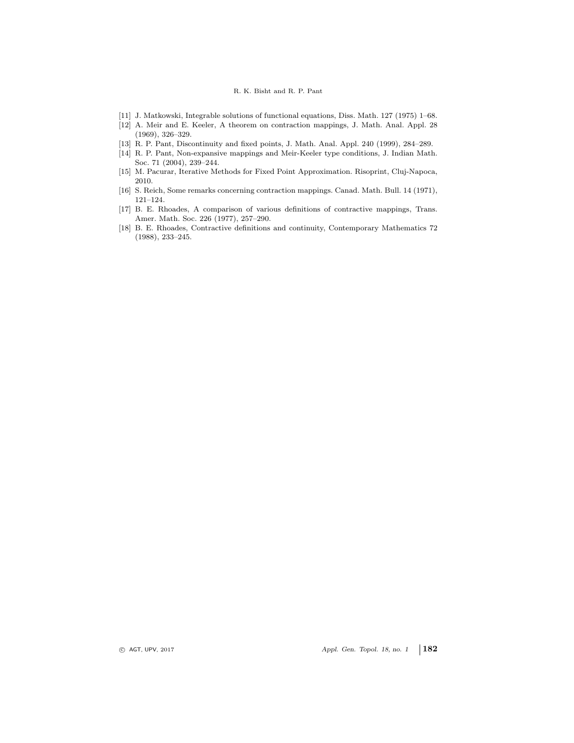[11] J. Matkowski, Integrable solutions of functional equations, Diss. Math. 127 (1975) 1–68.

[12] A. Meir and E. Keeler, A theorem on contraction mappings, J. Math. Anal. Appl. 28 (1969), 326–329.

[13] R. P. Pant, Discontinuity and fixed points, J. Math. Anal. Appl. 240 (1999), 284–289.

[14] R. P. Pant, Non-expansive mappings and Meir-Keeler type conditions, J. Indian Math. Soc. 71 (2004), 239–244.

[15] M. Pacurar, Iterative Methods for Fixed Point Approximation. Risoprint, Cluj-Napoca, 2010.

[16] S. Reich, Some remarks concerning contraction mappings. Canad. Math. Bull. 14 (1971), 121–124.

[17] B. E. Rhoades, A comparison of various definitions of contractive mappings, Trans. Amer. Math. Soc. 226 (1977), 257–290.

[18] B. E. Rhoades, Contractive definitions and continuity, Contemporary Mathematics 72 (1988), 233–245.